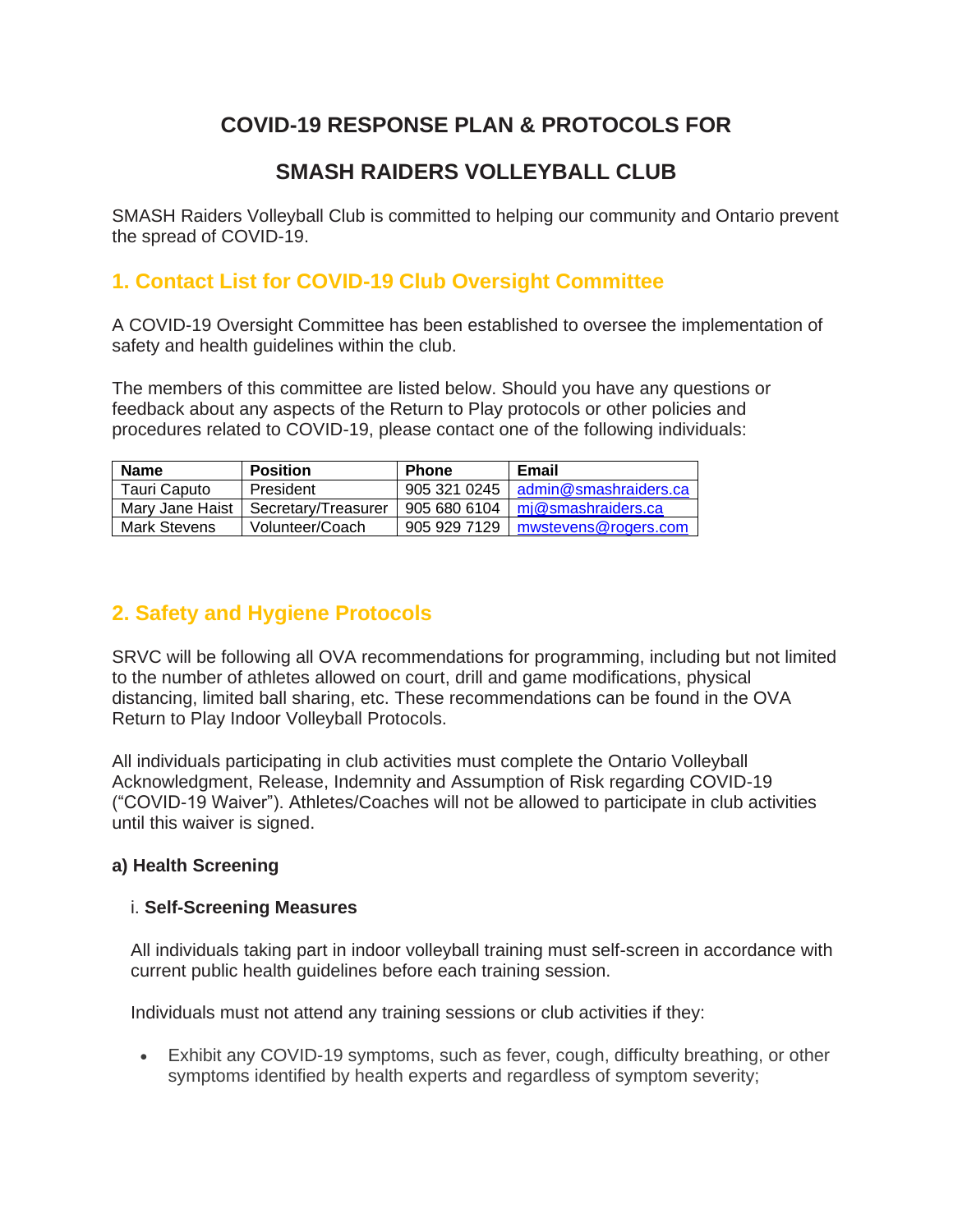# COVID-19 RESPONSE PLAN & PROTOCOLS FOR

# SMASH RAIDERS VOLLEYBALL CLUB

SMASH Raiders Volleyball Club is committed to helping our community and Ontario prevent the spread of COVID-19.

## 1. Contact List for COVID-19 Club Oversight Committee

A COVID-19 Oversight Committee has been established to oversee the implementation of safety and health guidelines within the club.

The members of this committee are listed below. Should you have any questions or feedback about any aspects of the Return to Play protocols or other policies and procedures related to COVID-19, please contact one of the following individuals:

| Name | Position | Phone | Email |
|---|---|---|---|
| Tauri Caputo | President | 905 321 0245 | admin@smashraiders.ca |
| Mary Jane Haist | Secretary/Treasurer | 905 680 6104 | mj@smashraiders.ca |
| Mark Stevens | Volunteer/Coach | 905 929 7129 | mwstevens@rogers.com |

## 2. Safety and Hygiene Protocols

SRVC will be following all OVA recommendations for programming, including but not limited to the number of athletes allowed on court, drill and game modifications, physical distancing, limited ball sharing, etc. These recommendations can be found in the OVA Return to Play Indoor Volleyball Protocols.

All individuals participating in club activities must complete the Ontario Volleyball Acknowledgment, Release, Indemnity and Assumption of Risk regarding COVID-19 ("COVID-19 Waiver"). Athletes/Coaches will not be allowed to participate in club activities until this waiver is signed.

### a) Health Screening

i. **Self-Screening Measures**

All individuals taking part in indoor volleyball training must self-screen in accordance with current public health guidelines before each training session.

Individuals must not attend any training sessions or club activities if they:

- Exhibit any COVID-19 symptoms, such as fever, cough, difficulty breathing, or other symptoms identified by health experts and regardless of symptom severity;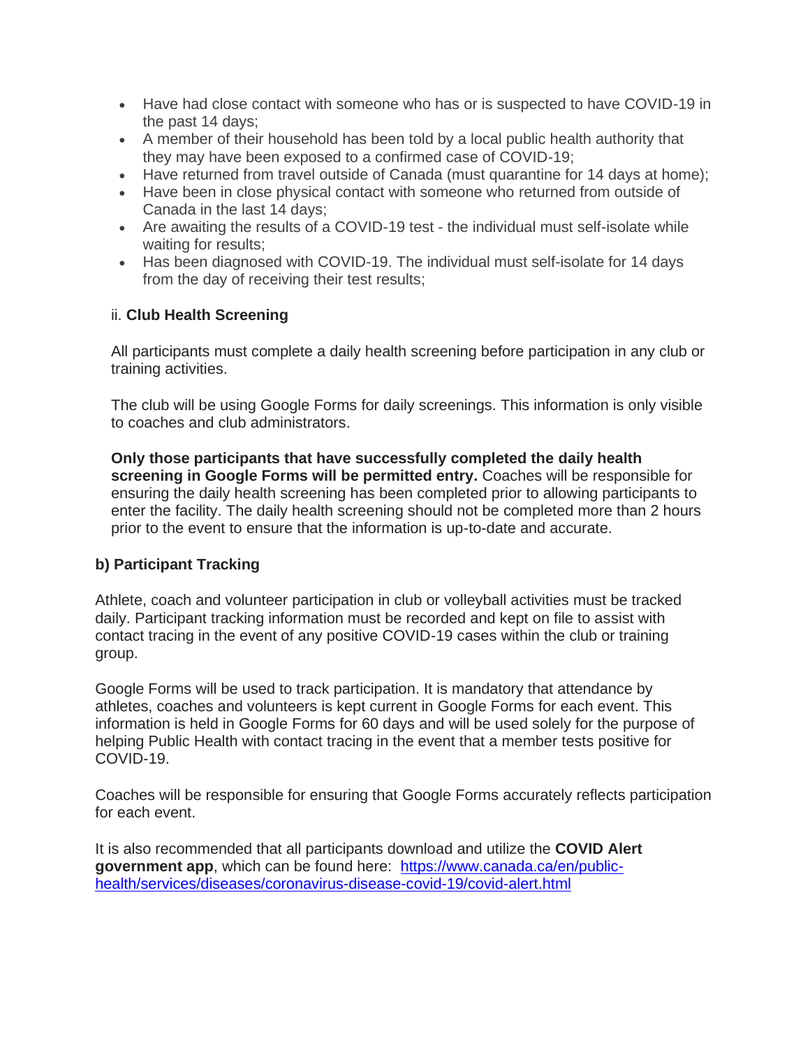- Have had close contact with someone who has or is suspected to have COVID-19 in the past 14 days;
- A member of their household has been told by a local public health authority that they may have been exposed to a confirmed case of COVID-19;
- Have returned from travel outside of Canada (must quarantine for 14 days at home);
- Have been in close physical contact with someone who returned from outside of Canada in the last 14 days;
- Are awaiting the results of a COVID-19 test - the individual must self-isolate while waiting for results;
- Has been diagnosed with COVID-19. The individual must self-isolate for 14 days from the day of receiving their test results;

ii. **Club Health Screening**

All participants must complete a daily health screening before participation in any club or training activities.

The club will be using Google Forms for daily screenings. This information is only visible to coaches and club administrators.

**Only those participants that have successfully completed the daily health screening in Google Forms will be permitted entry.** Coaches will be responsible for ensuring the daily health screening has been completed prior to allowing participants to enter the facility. The daily health screening should not be completed more than 2 hours prior to the event to ensure that the information is up-to-date and accurate.

**b) Participant Tracking**

Athlete, coach and volunteer participation in club or volleyball activities must be tracked daily. Participant tracking information must be recorded and kept on file to assist with contact tracing in the event of any positive COVID-19 cases within the club or training group.

Google Forms will be used to track participation. It is mandatory that attendance by athletes, coaches and volunteers is kept current in Google Forms for each event. This information is held in Google Forms for 60 days and will be used solely for the purpose of helping Public Health with contact tracing in the event that a member tests positive for COVID-19.

Coaches will be responsible for ensuring that Google Forms accurately reflects participation for each event.

It is also recommended that all participants download and utilize the **COVID Alert government app**, which can be found here: [https://www.canada.ca/en/public-health/services/diseases/coronavirus-disease-covid-19/covid-alert.html](https://www.canada.ca/en/public-health/services/diseases/coronavirus-disease-covid-19/covid-alert.html)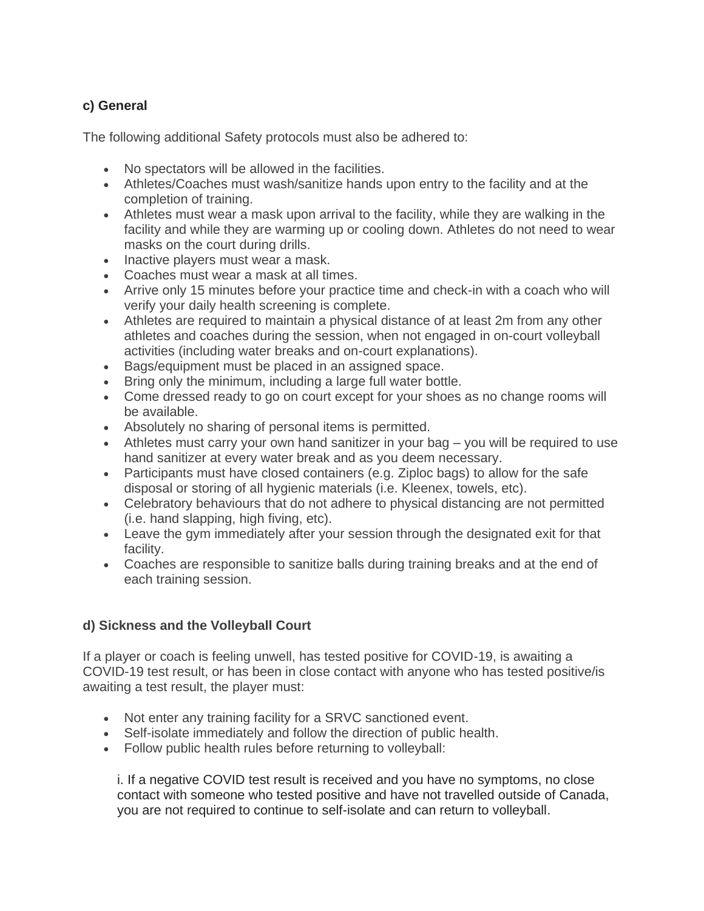**c) General**

The following additional Safety protocols must also be adhered to:

- No spectators will be allowed in the facilities.
- Athletes/Coaches must wash/sanitize hands upon entry to the facility and at the completion of training.
- Athletes must wear a mask upon arrival to the facility, while they are walking in the facility and while they are warming up or cooling down. Athletes do not need to wear masks on the court during drills.
- Inactive players must wear a mask.
- Coaches must wear a mask at all times.
- Arrive only 15 minutes before your practice time and check-in with a coach who will verify your daily health screening is complete.
- Athletes are required to maintain a physical distance of at least 2m from any other athletes and coaches during the session, when not engaged in on-court volleyball activities (including water breaks and on-court explanations).
- Bags/equipment must be placed in an assigned space.
- Bring only the minimum, including a large full water bottle.
- Come dressed ready to go on court except for your shoes as no change rooms will be available.
- Absolutely no sharing of personal items is permitted.
- Athletes must carry your own hand sanitizer in your bag – you will be required to use hand sanitizer at every water break and as you deem necessary.
- Participants must have closed containers (e.g. Ziploc bags) to allow for the safe disposal or storing of all hygienic materials (i.e. Kleenex, towels, etc).
- Celebratory behaviours that do not adhere to physical distancing are not permitted (i.e. hand slapping, high fiving, etc).
- Leave the gym immediately after your session through the designated exit for that facility.
- Coaches are responsible to sanitize balls during training breaks and at the end of each training session.

**d) Sickness and the Volleyball Court**

If a player or coach is feeling unwell, has tested positive for COVID-19, is awaiting a COVID-19 test result, or has been in close contact with anyone who has tested positive/is awaiting a test result, the player must:

- Not enter any training facility for a SRVC sanctioned event.
- Self-isolate immediately and follow the direction of public health.
- Follow public health rules before returning to volleyball:

  i. If a negative COVID test result is received and you have no symptoms, no close contact with someone who tested positive and have not travelled outside of Canada, you are not required to continue to self-isolate and can return to volleyball.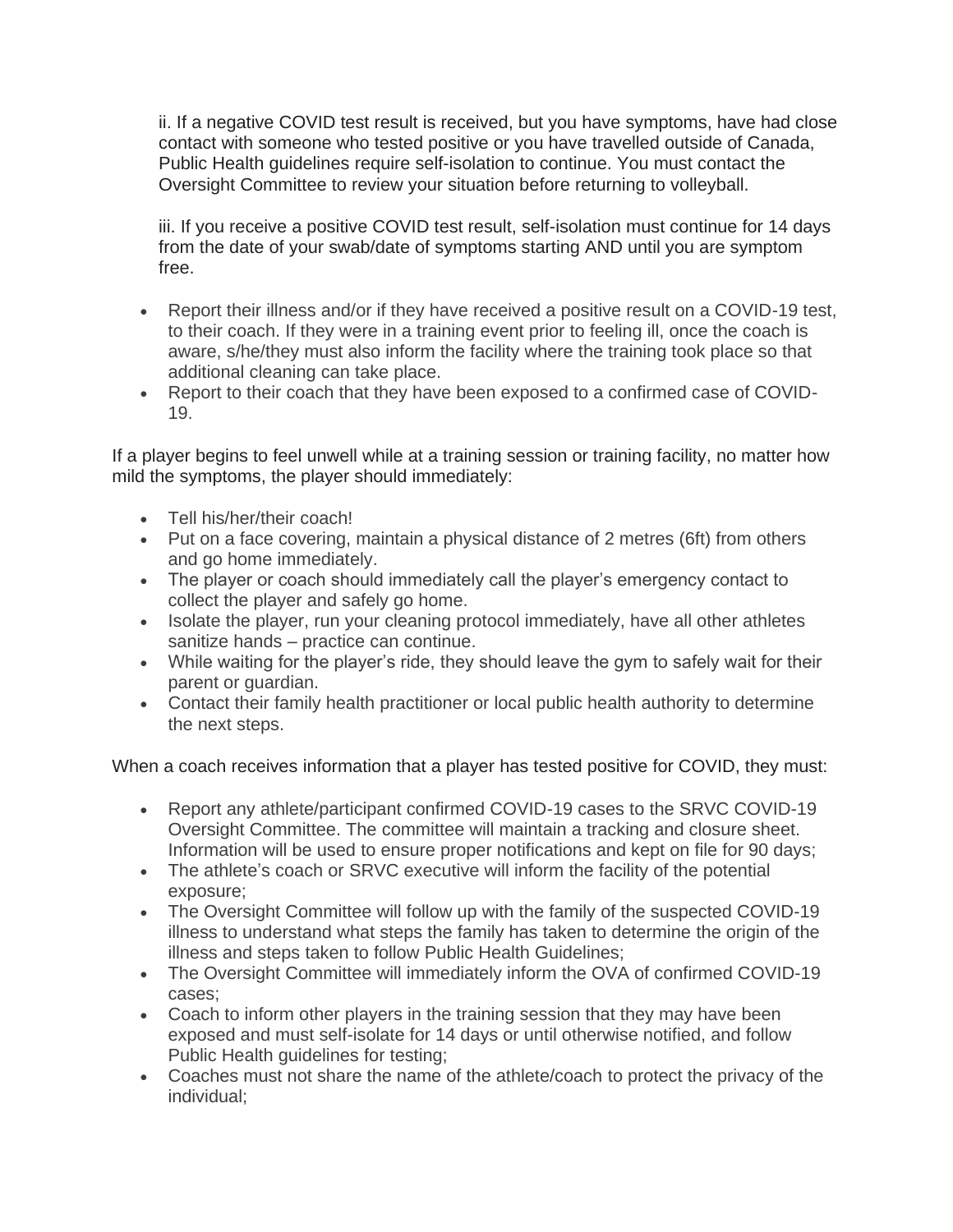ii. If a negative COVID test result is received, but you have symptoms, have had close contact with someone who tested positive or you have travelled outside of Canada, Public Health guidelines require self-isolation to continue. You must contact the Oversight Committee to review your situation before returning to volleyball.

iii. If you receive a positive COVID test result, self-isolation must continue for 14 days from the date of your swab/date of symptoms starting AND until you are symptom free.

- Report their illness and/or if they have received a positive result on a COVID-19 test, to their coach. If they were in a training event prior to feeling ill, once the coach is aware, s/he/they must also inform the facility where the training took place so that additional cleaning can take place.
- Report to their coach that they have been exposed to a confirmed case of COVID-19.

If a player begins to feel unwell while at a training session or training facility, no matter how mild the symptoms, the player should immediately:

- Tell his/her/their coach!
- Put on a face covering, maintain a physical distance of 2 metres (6ft) from others and go home immediately.
- The player or coach should immediately call the player's emergency contact to collect the player and safely go home.
- Isolate the player, run your cleaning protocol immediately, have all other athletes sanitize hands – practice can continue.
- While waiting for the player's ride, they should leave the gym to safely wait for their parent or guardian.
- Contact their family health practitioner or local public health authority to determine the next steps.

When a coach receives information that a player has tested positive for COVID, they must:

- Report any athlete/participant confirmed COVID-19 cases to the SRVC COVID-19 Oversight Committee. The committee will maintain a tracking and closure sheet. Information will be used to ensure proper notifications and kept on file for 90 days;
- The athlete's coach or SRVC executive will inform the facility of the potential exposure;
- The Oversight Committee will follow up with the family of the suspected COVID-19 illness to understand what steps the family has taken to determine the origin of the illness and steps taken to follow Public Health Guidelines;
- The Oversight Committee will immediately inform the OVA of confirmed COVID-19 cases;
- Coach to inform other players in the training session that they may have been exposed and must self-isolate for 14 days or until otherwise notified, and follow Public Health guidelines for testing;
- Coaches must not share the name of the athlete/coach to protect the privacy of the individual;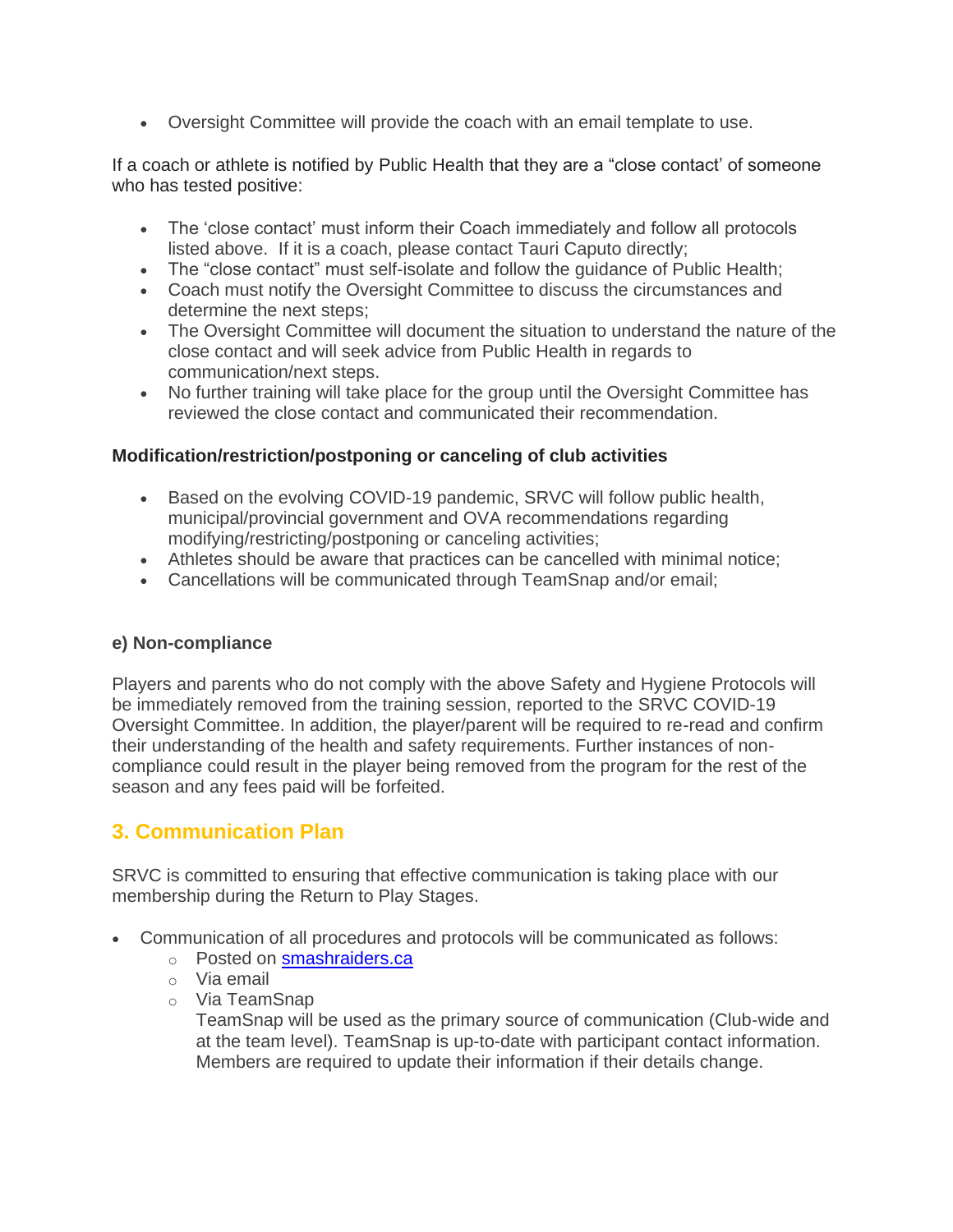- Oversight Committee will provide the coach with an email template to use.

If a coach or athlete is notified by Public Health that they are a "close contact' of someone who has tested positive:

- The 'close contact' must inform their Coach immediately and follow all protocols listed above. If it is a coach, please contact Tauri Caputo directly;
- The "close contact" must self-isolate and follow the guidance of Public Health;
- Coach must notify the Oversight Committee to discuss the circumstances and determine the next steps;
- The Oversight Committee will document the situation to understand the nature of the close contact and will seek advice from Public Health in regards to communication/next steps.
- No further training will take place for the group until the Oversight Committee has reviewed the close contact and communicated their recommendation.

**Modification/restriction/postponing or canceling of club activities**

- Based on the evolving COVID-19 pandemic, SRVC will follow public health, municipal/provincial government and OVA recommendations regarding modifying/restricting/postponing or canceling activities;
- Athletes should be aware that practices can be cancelled with minimal notice;
- Cancellations will be communicated through TeamSnap and/or email;

**e) Non-compliance**

Players and parents who do not comply with the above Safety and Hygiene Protocols will be immediately removed from the training session, reported to the SRVC COVID-19 Oversight Committee. In addition, the player/parent will be required to re-read and confirm their understanding of the health and safety requirements. Further instances of non-compliance could result in the player being removed from the program for the rest of the season and any fees paid will be forfeited.

## 3. Communication Plan

SRVC is committed to ensuring that effective communication is taking place with our membership during the Return to Play Stages.

- Communication of all procedures and protocols will be communicated as follows:
  - Posted on [smashraiders.ca](smashraiders.ca)
  - Via email
  - Via TeamSnap
    TeamSnap will be used as the primary source of communication (Club-wide and at the team level). TeamSnap is up-to-date with participant contact information. Members are required to update their information if their details change.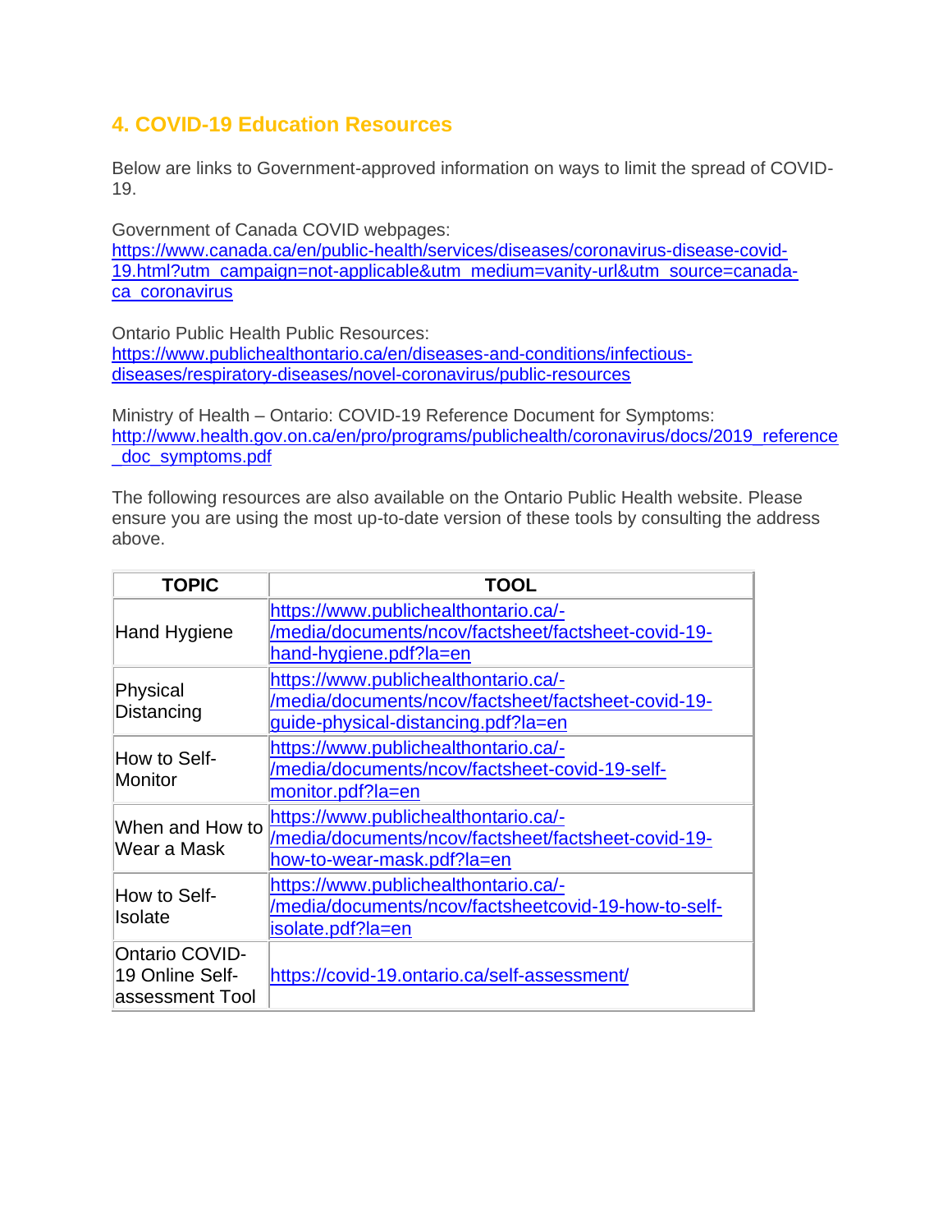## 4. COVID-19 Education Resources

Below are links to Government-approved information on ways to limit the spread of COVID-19.

Government of Canada COVID webpages:
https://www.canada.ca/en/public-health/services/diseases/coronavirus-disease-covid-19.html?utm_campaign=not-applicable&utm_medium=vanity-url&utm_source=canada-ca_coronavirus

Ontario Public Health Public Resources:
https://www.publichealthontario.ca/en/diseases-and-conditions/infectious-diseases/respiratory-diseases/novel-coronavirus/public-resources

Ministry of Health – Ontario: COVID-19 Reference Document for Symptoms:
http://www.health.gov.on.ca/en/pro/programs/publichealth/coronavirus/docs/2019_reference_doc_symptoms.pdf

The following resources are also available on the Ontario Public Health website. Please ensure you are using the most up-to-date version of these tools by consulting the address above.

| TOPIC | TOOL |
|---|---|
| Hand Hygiene | https://www.publichealthontario.ca/-/media/documents/ncov/factsheet/factsheet-covid-19-hand-hygiene.pdf?la=en |
| Physical Distancing | https://www.publichealthontario.ca/-/media/documents/ncov/factsheet/factsheet-covid-19-guide-physical-distancing.pdf?la=en |
| How to Self-Monitor | https://www.publichealthontario.ca/-/media/documents/ncov/factsheet-covid-19-self-monitor.pdf?la=en |
| When and How to Wear a Mask | https://www.publichealthontario.ca/-/media/documents/ncov/factsheet/factsheet-covid-19-how-to-wear-mask.pdf?la=en |
| How to Self-Isolate | https://www.publichealthontario.ca/-/media/documents/ncov/factsheetcovid-19-how-to-self-isolate.pdf?la=en |
| Ontario COVID-19 Online Self-assessment Tool | https://covid-19.ontario.ca/self-assessment/ |